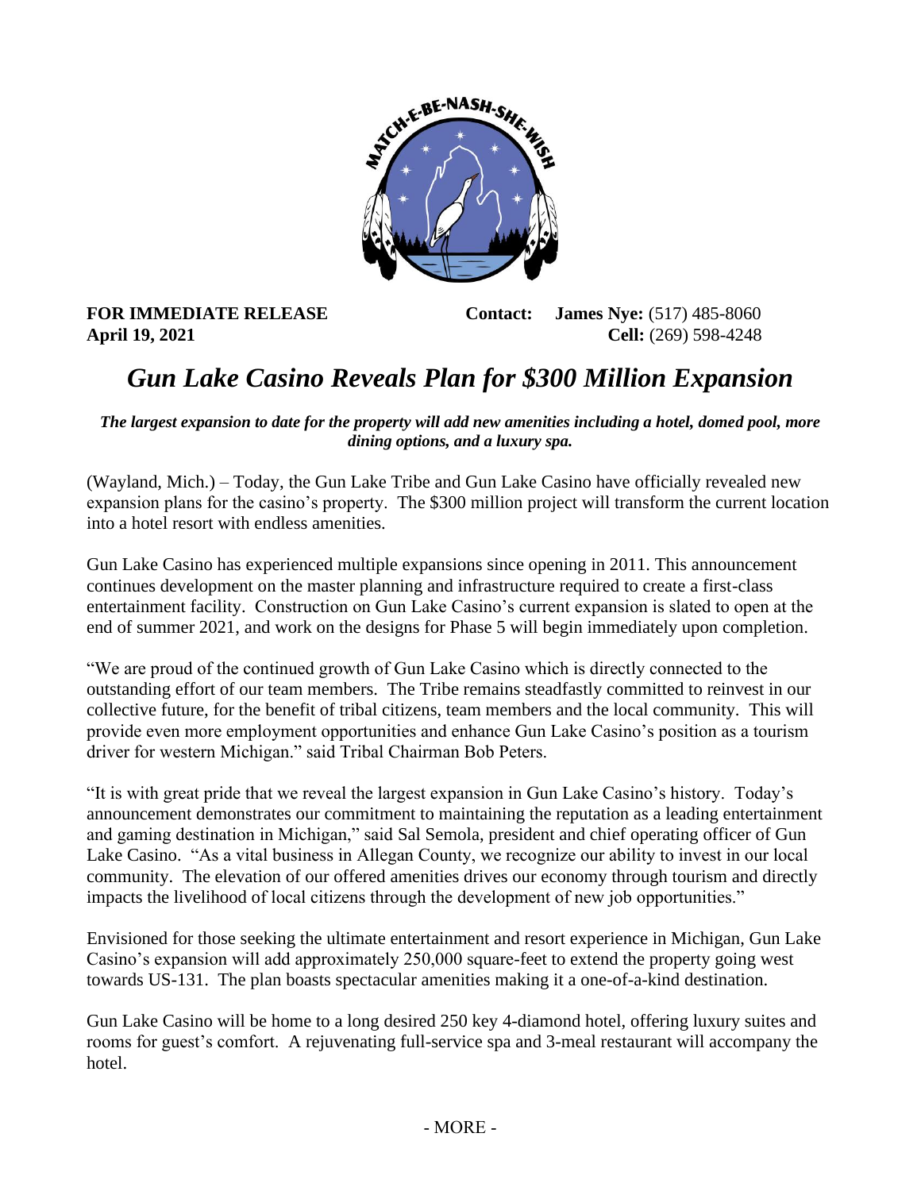**FOR IMMEDIATE RELEASE** **Contact: James Nye:** (517) 485-8060
**April 19, 2021** **Cell:** (269) 598-4248

# *Gun Lake Casino Reveals Plan for $300 Million Expansion*

***The largest expansion to date for the property will add new amenities including a hotel, domed pool, more dining options, and a luxury spa.***

(Wayland, Mich.) – Today, the Gun Lake Tribe and Gun Lake Casino have officially revealed new expansion plans for the casino's property. The $300 million project will transform the current location into a hotel resort with endless amenities.

Gun Lake Casino has experienced multiple expansions since opening in 2011. This announcement continues development on the master planning and infrastructure required to create a first-class entertainment facility. Construction on Gun Lake Casino's current expansion is slated to open at the end of summer 2021, and work on the designs for Phase 5 will begin immediately upon completion.

"We are proud of the continued growth of Gun Lake Casino which is directly connected to the outstanding effort of our team members. The Tribe remains steadfastly committed to reinvest in our collective future, for the benefit of tribal citizens, team members and the local community. This will provide even more employment opportunities and enhance Gun Lake Casino's position as a tourism driver for western Michigan." said Tribal Chairman Bob Peters.

"It is with great pride that we reveal the largest expansion in Gun Lake Casino's history. Today's announcement demonstrates our commitment to maintaining the reputation as a leading entertainment and gaming destination in Michigan," said Sal Semola, president and chief operating officer of Gun Lake Casino. "As a vital business in Allegan County, we recognize our ability to invest in our local community. The elevation of our offered amenities drives our economy through tourism and directly impacts the livelihood of local citizens through the development of new job opportunities."

Envisioned for those seeking the ultimate entertainment and resort experience in Michigan, Gun Lake Casino's expansion will add approximately 250,000 square-feet to extend the property going west towards US-131. The plan boasts spectacular amenities making it a one-of-a-kind destination.

Gun Lake Casino will be home to a long desired 250 key 4-diamond hotel, offering luxury suites and rooms for guest's comfort. A rejuvenating full-service spa and 3-meal restaurant will accompany the hotel.

- MORE -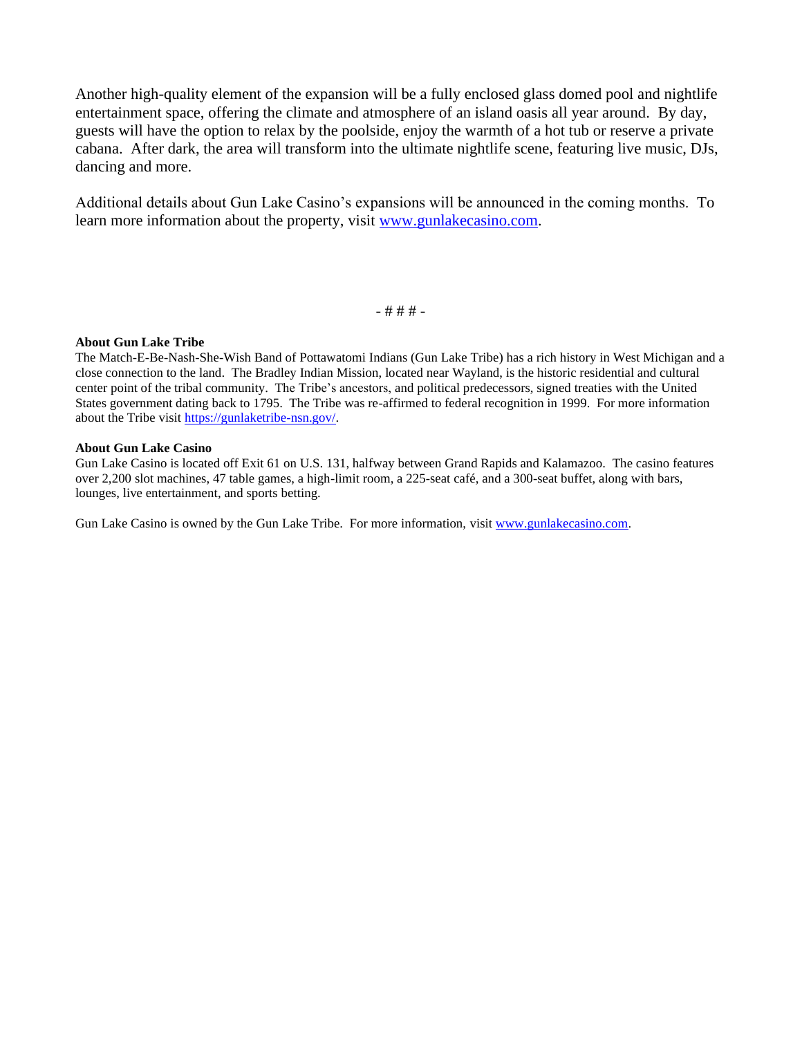Another high-quality element of the expansion will be a fully enclosed glass domed pool and nightlife entertainment space, offering the climate and atmosphere of an island oasis all year around. By day, guests will have the option to relax by the poolside, enjoy the warmth of a hot tub or reserve a private cabana. After dark, the area will transform into the ultimate nightlife scene, featuring live music, DJs, dancing and more.

Additional details about Gun Lake Casino's expansions will be announced in the coming months. To learn more information about the property, visit [www.gunlakecasino.com](www.gunlakecasino.com).

- # # # -

**About Gun Lake Tribe**

The Match-E-Be-Nash-She-Wish Band of Pottawatomi Indians (Gun Lake Tribe) has a rich history in West Michigan and a close connection to the land. The Bradley Indian Mission, located near Wayland, is the historic residential and cultural center point of the tribal community. The Tribe's ancestors, and political predecessors, signed treaties with the United States government dating back to 1795. The Tribe was re-affirmed to federal recognition in 1999. For more information about the Tribe visit [https://gunlaketribe-nsn.gov/](https://gunlaketribe-nsn.gov/).

**About Gun Lake Casino**

Gun Lake Casino is located off Exit 61 on U.S. 131, halfway between Grand Rapids and Kalamazoo. The casino features over 2,200 slot machines, 47 table games, a high-limit room, a 225-seat café, and a 300-seat buffet, along with bars, lounges, live entertainment, and sports betting.

Gun Lake Casino is owned by the Gun Lake Tribe. For more information, visit [www.gunlakecasino.com](www.gunlakecasino.com).